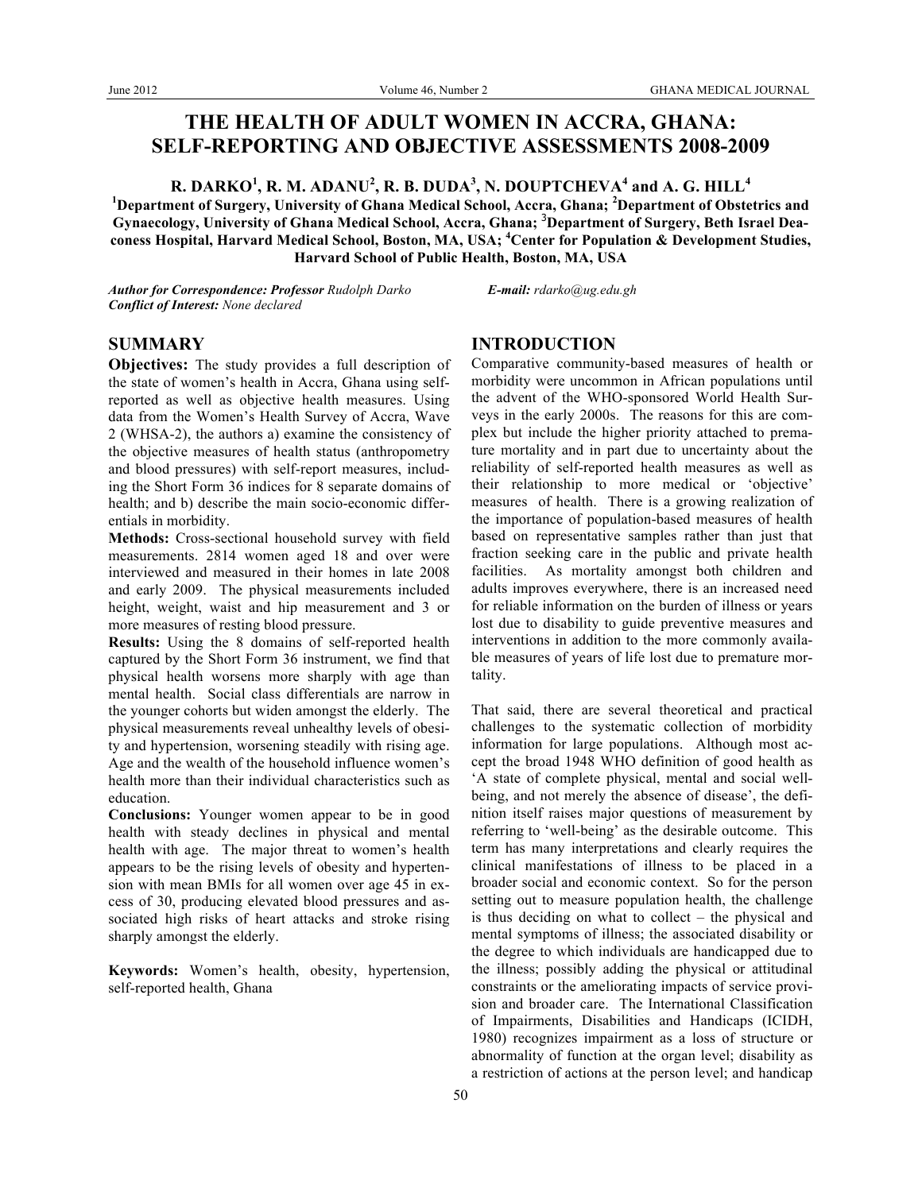# THE HEALTH OF ADULT WOMEN IN ACCRA, GHANA: SELF-REPORTING AND OBJECTIVE ASSESSMENTS 2008-2009

**R. DARKO[1], R. M. ADANU[2], R. B. DUDA[3], N. DOUPTCHEVA[4] and A. G. HILL[4]**

[1]Department of Surgery, University of Ghana Medical School, Accra, Ghana; [2]Department of Obstetrics and Gynaecology, University of Ghana Medical School, Accra, Ghana; [3]Department of Surgery, Beth Israel Deaconess Hospital, Harvard Medical School, Boston, MA, USA; [4]Center for Population & Development Studies, Harvard School of Public Health, Boston, MA, USA

***Author for Correspondence: Professor** Rudolph Darko* ***E-mail:** rdarko@ug.edu.gh*
***Conflict of Interest:** None declared*

## SUMMARY

**Objectives:** The study provides a full description of the state of women's health in Accra, Ghana using self-reported as well as objective health measures. Using data from the Women's Health Survey of Accra, Wave 2 (WHSA-2), the authors a) examine the consistency of the objective measures of health status (anthropometry and blood pressures) with self-report measures, including the Short Form 36 indices for 8 separate domains of health; and b) describe the main socio-economic differentials in morbidity.

**Methods:** Cross-sectional household survey with field measurements. 2814 women aged 18 and over were interviewed and measured in their homes in late 2008 and early 2009. The physical measurements included height, weight, waist and hip measurement and 3 or more measures of resting blood pressure.

**Results:** Using the 8 domains of self-reported health captured by the Short Form 36 instrument, we find that physical health worsens more sharply with age than mental health. Social class differentials are narrow in the younger cohorts but widen amongst the elderly. The physical measurements reveal unhealthy levels of obesity and hypertension, worsening steadily with rising age. Age and the wealth of the household influence women's health more than their individual characteristics such as education.

**Conclusions:** Younger women appear to be in good health with steady declines in physical and mental health with age. The major threat to women's health appears to be the rising levels of obesity and hypertension with mean BMIs for all women over age 45 in excess of 30, producing elevated blood pressures and associated high risks of heart attacks and stroke rising sharply amongst the elderly.

**Keywords:** Women's health, obesity, hypertension, self-reported health, Ghana

## INTRODUCTION

Comparative community-based measures of health or morbidity were uncommon in African populations until the advent of the WHO-sponsored World Health Surveys in the early 2000s. The reasons for this are complex but include the higher priority attached to premature mortality and in part due to uncertainty about the reliability of self-reported health measures as well as their relationship to more medical or 'objective' measures of health. There is a growing realization of the importance of population-based measures of health based on representative samples rather than just that fraction seeking care in the public and private health facilities. As mortality amongst both children and adults improves everywhere, there is an increased need for reliable information on the burden of illness or years lost due to disability to guide preventive measures and interventions in addition to the more commonly available measures of years of life lost due to premature mortality.

That said, there are several theoretical and practical challenges to the systematic collection of morbidity information for large populations. Although most accept the broad 1948 WHO definition of good health as 'A state of complete physical, mental and social well-being, and not merely the absence of disease', the definition itself raises major questions of measurement by referring to 'well-being' as the desirable outcome. This term has many interpretations and clearly requires the clinical manifestations of illness to be placed in a broader social and economic context. So for the person setting out to measure population health, the challenge is thus deciding on what to collect – the physical and mental symptoms of illness; the associated disability or the degree to which individuals are handicapped due to the illness; possibly adding the physical or attitudinal constraints or the ameliorating impacts of service provision and broader care. The International Classification of Impairments, Disabilities and Handicaps (ICIDH, 1980) recognizes impairment as a loss of structure or abnormality of function at the organ level; disability as a restriction of actions at the person level; and handicap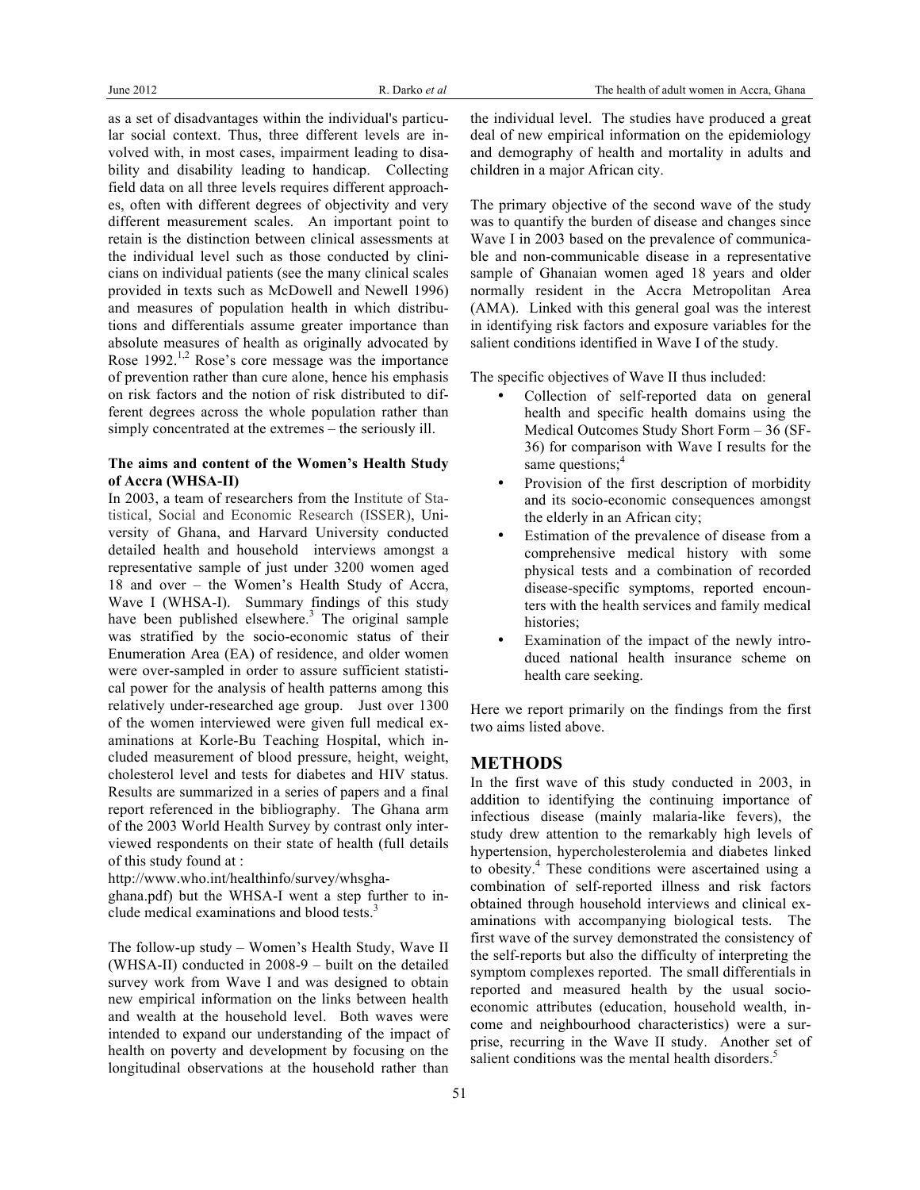as a set of disadvantages within the individual's particular social context. Thus, three different levels are involved with, in most cases, impairment leading to disability and disability leading to handicap. Collecting field data on all three levels requires different approaches, often with different degrees of objectivity and very different measurement scales. An important point to retain is the distinction between clinical assessments at the individual level such as those conducted by clinicians on individual patients (see the many clinical scales provided in texts such as McDowell and Newell 1996) and measures of population health in which distributions and differentials assume greater importance than absolute measures of health as originally advocated by Rose 1992.[1,2] Rose's core message was the importance of prevention rather than cure alone, hence his emphasis on risk factors and the notion of risk distributed to different degrees across the whole population rather than simply concentrated at the extremes – the seriously ill.

### The aims and content of the Women's Health Study of Accra (WHSA-II)

In 2003, a team of researchers from the Institute of Statistical, Social and Economic Research (ISSER), University of Ghana, and Harvard University conducted detailed health and household interviews amongst a representative sample of just under 3200 women aged 18 and over – the Women's Health Study of Accra, Wave I (WHSA-I). Summary findings of this study have been published elsewhere.[3] The original sample was stratified by the socio-economic status of their Enumeration Area (EA) of residence, and older women were over-sampled in order to assure sufficient statistical power for the analysis of health patterns among this relatively under-researched age group. Just over 1300 of the women interviewed were given full medical examinations at Korle-Bu Teaching Hospital, which included measurement of blood pressure, height, weight, cholesterol level and tests for diabetes and HIV status. Results are summarized in a series of papers and a final report referenced in the bibliography. The Ghana arm of the 2003 World Health Survey by contrast only interviewed respondents on their state of health (full details of this study found at :
http://www.who.int/healthinfo/survey/whsgha-ghana.pdf) but the WHSA-I went a step further to include medical examinations and blood tests.[3]

The follow-up study – Women's Health Study, Wave II (WHSA-II) conducted in 2008-9 – built on the detailed survey work from Wave I and was designed to obtain new empirical information on the links between health and wealth at the household level. Both waves were intended to expand our understanding of the impact of health on poverty and development by focusing on the longitudinal observations at the household rather than the individual level. The studies have produced a great deal of new empirical information on the epidemiology and demography of health and mortality in adults and children in a major African city.

The primary objective of the second wave of the study was to quantify the burden of disease and changes since Wave I in 2003 based on the prevalence of communicable and non-communicable disease in a representative sample of Ghanaian women aged 18 years and older normally resident in the Accra Metropolitan Area (AMA). Linked with this general goal was the interest in identifying risk factors and exposure variables for the salient conditions identified in Wave I of the study.

The specific objectives of Wave II thus included:

- Collection of self-reported data on general health and specific health domains using the Medical Outcomes Study Short Form – 36 (SF-36) for comparison with Wave I results for the same questions;[4]
- Provision of the first description of morbidity and its socio-economic consequences amongst the elderly in an African city;
- Estimation of the prevalence of disease from a comprehensive medical history with some physical tests and a combination of recorded disease-specific symptoms, reported encounters with the health services and family medical histories;
- Examination of the impact of the newly introduced national health insurance scheme on health care seeking.

Here we report primarily on the findings from the first two aims listed above.

## METHODS

In the first wave of this study conducted in 2003, in addition to identifying the continuing importance of infectious disease (mainly malaria-like fevers), the study drew attention to the remarkably high levels of hypertension, hypercholesterolemia and diabetes linked to obesity.[4] These conditions were ascertained using a combination of self-reported illness and risk factors obtained through household interviews and clinical examinations with accompanying biological tests. The first wave of the survey demonstrated the consistency of the self-reports but also the difficulty of interpreting the symptom complexes reported. The small differentials in reported and measured health by the usual socio-economic attributes (education, household wealth, income and neighbourhood characteristics) were a surprise, recurring in the Wave II study. Another set of salient conditions was the mental health disorders.[5]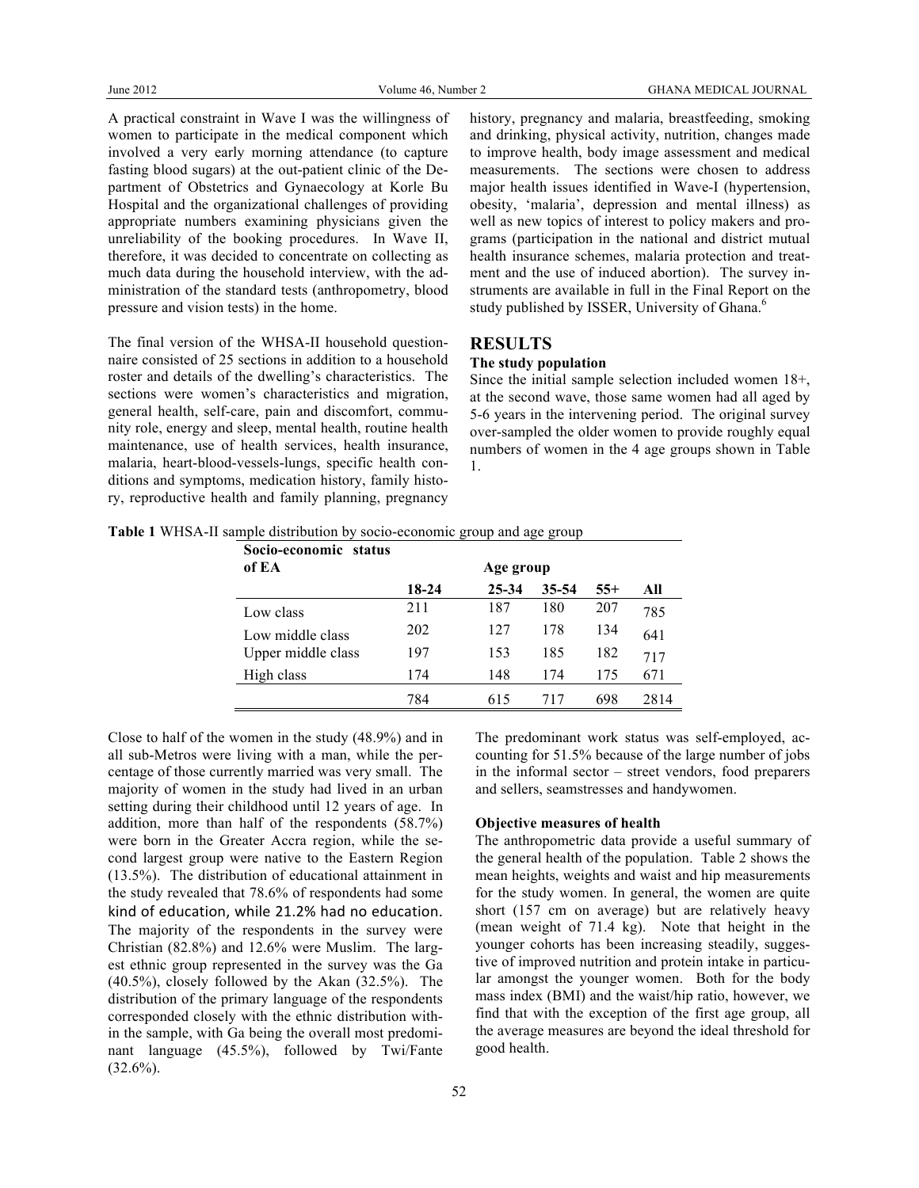A practical constraint in Wave I was the willingness of women to participate in the medical component which involved a very early morning attendance (to capture fasting blood sugars) at the out-patient clinic of the Department of Obstetrics and Gynaecology at Korle Bu Hospital and the organizational challenges of providing appropriate numbers examining physicians given the unreliability of the booking procedures. In Wave II, therefore, it was decided to concentrate on collecting as much data during the household interview, with the administration of the standard tests (anthropometry, blood pressure and vision tests) in the home.

The final version of the WHSA-II household questionnaire consisted of 25 sections in addition to a household roster and details of the dwelling's characteristics. The sections were women's characteristics and migration, general health, self-care, pain and discomfort, community role, energy and sleep, mental health, routine health maintenance, use of health services, health insurance, malaria, heart-blood-vessels-lungs, specific health conditions and symptoms, medication history, family history, reproductive health and family planning, pregnancy history, pregnancy and malaria, breastfeeding, smoking and drinking, physical activity, nutrition, changes made to improve health, body image assessment and medical measurements. The sections were chosen to address major health issues identified in Wave-I (hypertension, obesity, 'malaria', depression and mental illness) as well as new topics of interest to policy makers and programs (participation in the national and district mutual health insurance schemes, malaria protection and treatment and the use of induced abortion). The survey instruments are available in full in the Final Report on the study published by ISSER, University of Ghana.[6]

## RESULTS

### The study population

Since the initial sample selection included women 18+, at the second wave, those same women had all aged by 5-6 years in the intervening period. The original survey over-sampled the older women to provide roughly equal numbers of women in the 4 age groups shown in Table 1.

**Table 1** WHSA-II sample distribution by socio-economic group and age group

| Socio-economic status of EA | Age group | | | | |
|---|---|---|---|---|---|
| | 18-24 | 25-34 | 35-54 | 55+ | All |
| Low class | 211 | 187 | 180 | 207 | 785 |
| Low middle class | 202 | 127 | 178 | 134 | 641 |
| Upper middle class | 197 | 153 | 185 | 182 | 717 |
| High class | 174 | 148 | 174 | 175 | 671 |
| | 784 | 615 | 717 | 698 | 2814 |

Close to half of the women in the study (48.9%) and in all sub-Metros were living with a man, while the percentage of those currently married was very small. The majority of women in the study had lived in an urban setting during their childhood until 12 years of age. In addition, more than half of the respondents (58.7%) were born in the Greater Accra region, while the second largest group were native to the Eastern Region (13.5%). The distribution of educational attainment in the study revealed that 78.6% of respondents had some kind of education, while 21.2% had no education. The majority of the respondents in the survey were Christian (82.8%) and 12.6% were Muslim. The largest ethnic group represented in the survey was the Ga (40.5%), closely followed by the Akan (32.5%). The distribution of the primary language of the respondents corresponded closely with the ethnic distribution within the sample, with Ga being the overall most predominant language (45.5%), followed by Twi/Fante (32.6%).

The predominant work status was self-employed, accounting for 51.5% because of the large number of jobs in the informal sector – street vendors, food preparers and sellers, seamstresses and handywomen.

### Objective measures of health

The anthropometric data provide a useful summary of the general health of the population. Table 2 shows the mean heights, weights and waist and hip measurements for the study women. In general, the women are quite short (157 cm on average) but are relatively heavy (mean weight of 71.4 kg). Note that height in the younger cohorts has been increasing steadily, suggestive of improved nutrition and protein intake in particular amongst the younger women. Both for the body mass index (BMI) and the waist/hip ratio, however, we find that with the exception of the first age group, all the average measures are beyond the ideal threshold for good health.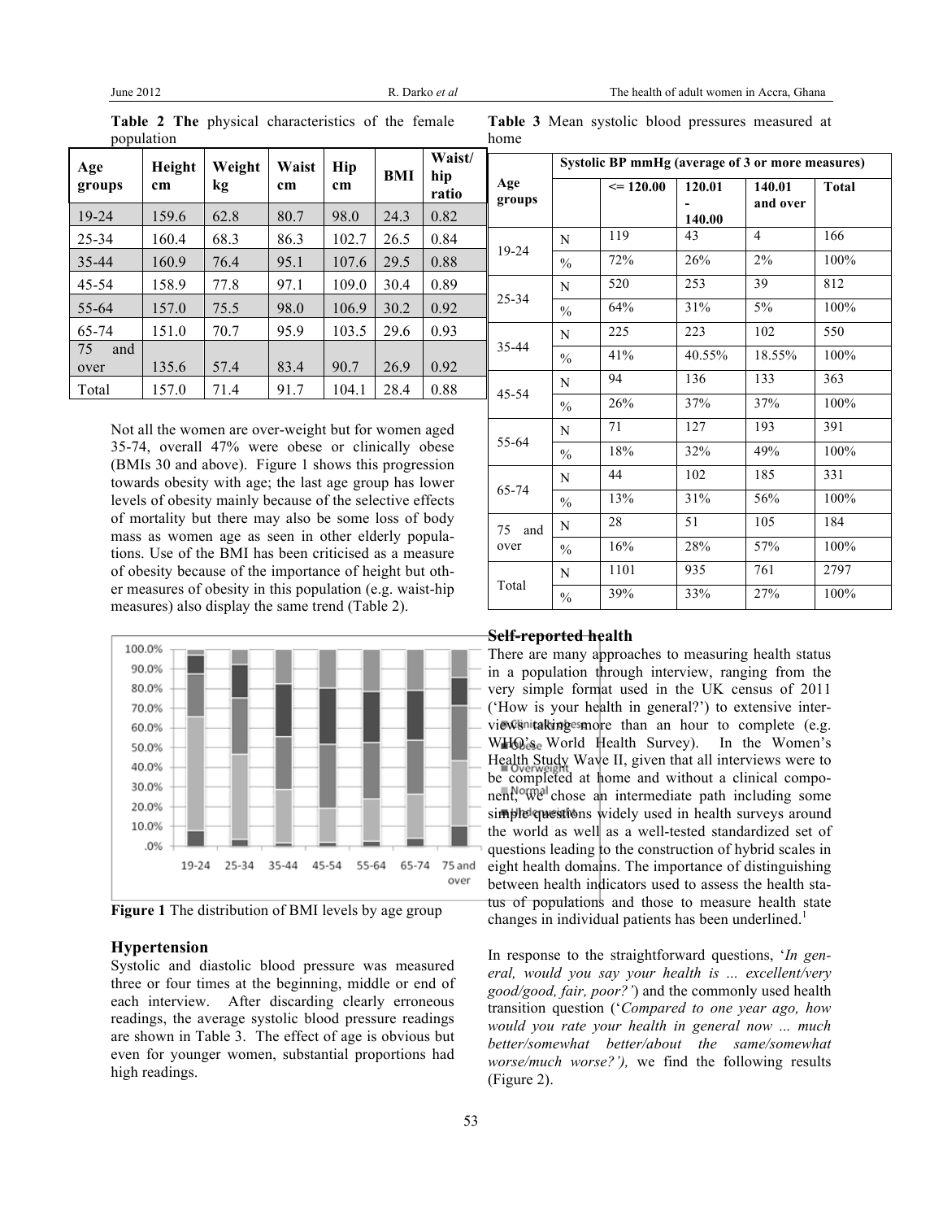**Table 2 The** physical characteristics of the female population

| Age groups | Height cm | Weight kg | Waist cm | Hip cm | BMI | Waist/hip ratio |
|---|---|---|---|---|---|---|
| 19-24 | 159.6 | 62.8 | 80.7 | 98.0 | 24.3 | 0.82 |
| 25-34 | 160.4 | 68.3 | 86.3 | 102.7 | 26.5 | 0.84 |
| 35-44 | 160.9 | 76.4 | 95.1 | 107.6 | 29.5 | 0.88 |
| 45-54 | 158.9 | 77.8 | 97.1 | 109.0 | 30.4 | 0.89 |
| 55-64 | 157.0 | 75.5 | 98.0 | 106.9 | 30.2 | 0.92 |
| 65-74 | 151.0 | 70.7 | 95.9 | 103.5 | 29.6 | 0.93 |
| 75 and over | 135.6 | 57.4 | 83.4 | 90.7 | 26.9 | 0.92 |
| Total | 157.0 | 71.4 | 91.7 | 104.1 | 28.4 | 0.88 |

Not all the women are over-weight but for women aged 35-74, overall 47% were obese or clinically obese (BMIs 30 and above). Figure 1 shows this progression towards obesity with age; the last age group has lower levels of obesity mainly because of the selective effects of mortality but there may also be some loss of body mass as women age as seen in other elderly populations. Use of the BMI has been criticised as a measure of obesity because of the importance of height but other measures of obesity in this population (e.g. waist-hip measures) also display the same trend (Table 2).

**Figure 1** The distribution of BMI levels by age group

## Hypertension

Systolic and diastolic blood pressure was measured three or four times at the beginning, middle or end of each interview. After discarding clearly erroneous readings, the average systolic blood pressure readings are shown in Table 3. The effect of age is obvious but even for younger women, substantial proportions had high readings.

**Table 3** Mean systolic blood pressures measured at home

| Age groups | | Systolic BP mmHg (average of 3 or more measures) | | | |
|---|---|---|---|---|---|
| | | <= 120.00 | 120.01 - 140.00 | 140.01 and over | Total |
| 19-24 | N | 119 | 43 | 4 | 166 |
| | % | 72% | 26% | 2% | 100% |
| 25-34 | N | 520 | 253 | 39 | 812 |
| | % | 64% | 31% | 5% | 100% |
| 35-44 | N | 225 | 223 | 102 | 550 |
| | % | 41% | 40.55% | 18.55% | 100% |
| 45-54 | N | 94 | 136 | 133 | 363 |
| | % | 26% | 37% | 37% | 100% |
| 55-64 | N | 71 | 127 | 193 | 391 |
| | % | 18% | 32% | 49% | 100% |
| 65-74 | N | 44 | 102 | 185 | 331 |
| | % | 13% | 31% | 56% | 100% |
| 75 and over | N | 28 | 51 | 105 | 184 |
| | % | 16% | 28% | 57% | 100% |
| Total | N | 1101 | 935 | 761 | 2797 |
| | % | 39% | 33% | 27% | 100% |

## Self-reported health

There are many approaches to measuring health status in a population through interview, ranging from the very simple format used in the UK census of 2011 ('How is your health in general?') to extensive interviews taking more than an hour to complete (e.g. WHO's World Health Survey). In the Women's Health Study Wave II, given that all interviews were to be completed at home and without a clinical component, we chose an intermediate path including some simple questions widely used in health surveys around the world as well as a well-tested standardized set of questions leading to the construction of hybrid scales in eight health domains. The importance of distinguishing between health indicators used to assess the health status of populations and those to measure health state changes in individual patients has been underlined.[1]

In response to the straightforward questions, '*In general, would you say your health is ... excellent/very good/good, fair, poor?*') and the commonly used health transition question ('*Compared to one year ago, how would you rate your health in general now ... much better/somewhat better/about the same/somewhat worse/much worse?'),* we find the following results (Figure 2).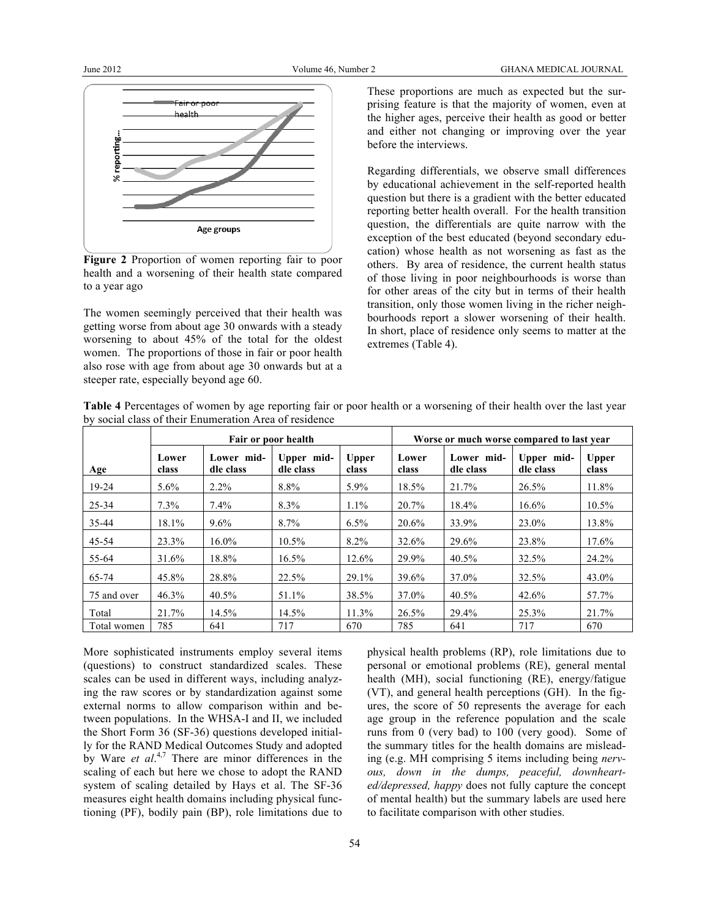Figure 2 Proportion of women reporting fair to poor health and a worsening of their health state compared to a year ago

The women seemingly perceived that their health was getting worse from about age 30 onwards with a steady worsening to about 45% of the total for the oldest women. The proportions of those in fair or poor health also rose with age from about age 30 onwards but at a steeper rate, especially beyond age 60.

These proportions are much as expected but the surprising feature is that the majority of women, even at the higher ages, perceive their health as good or better and either not changing or improving over the year before the interviews.

Regarding differentials, we observe small differences by educational achievement in the self-reported health question but there is a gradient with the better educated reporting better health overall. For the health transition question, the differentials are quite narrow with the exception of the best educated (beyond secondary education) whose health as not worsening as fast as the others. By area of residence, the current health status of those living in poor neighbourhoods is worse than for other areas of the city but in terms of their health transition, only those women living in the richer neighbourhoods report a slower worsening of their health. In short, place of residence only seems to matter at the extremes (Table 4).

**Table 4** Percentages of women by age reporting fair or poor health or a worsening of their health over the last year by social class of their Enumeration Area of residence

| | Fair or poor health | | | | Worse or much worse compared to last year | | | |
|---|---|---|---|---|---|---|---|---|
| Age | Lower class | Lower middle class | Upper middle class | Upper class | Lower class | Lower middle class | Upper middle class | Upper class |
| 19-24 | 5.6% | 2.2% | 8.8% | 5.9% | 18.5% | 21.7% | 26.5% | 11.8% |
| 25-34 | 7.3% | 7.4% | 8.3% | 1.1% | 20.7% | 18.4% | 16.6% | 10.5% |
| 35-44 | 18.1% | 9.6% | 8.7% | 6.5% | 20.6% | 33.9% | 23.0% | 13.8% |
| 45-54 | 23.3% | 16.0% | 10.5% | 8.2% | 32.6% | 29.6% | 23.8% | 17.6% |
| 55-64 | 31.6% | 18.8% | 16.5% | 12.6% | 29.9% | 40.5% | 32.5% | 24.2% |
| 65-74 | 45.8% | 28.8% | 22.5% | 29.1% | 39.6% | 37.0% | 32.5% | 43.0% |
| 75 and over | 46.3% | 40.5% | 51.1% | 38.5% | 37.0% | 40.5% | 42.6% | 57.7% |
| Total | 21.7% | 14.5% | 14.5% | 11.3% | 26.5% | 29.4% | 25.3% | 21.7% |
| Total women | 785 | 641 | 717 | 670 | 785 | 641 | 717 | 670 |

More sophisticated instruments employ several items (questions) to construct standardized scales. These scales can be used in different ways, including analyzing the raw scores or by standardization against some external norms to allow comparison within and between populations. In the WHSA-I and II, we included the Short Form 36 (SF-36) questions developed initially for the RAND Medical Outcomes Study and adopted by Ware *et al*.[4,7] There are minor differences in the scaling of each but here we chose to adopt the RAND system of scaling detailed by Hays et al. The SF-36 measures eight health domains including physical functioning (PF), bodily pain (BP), role limitations due to physical health problems (RP), role limitations due to personal or emotional problems (RE), general mental health (MH), social functioning (RE), energy/fatigue (VT), and general health perceptions (GH). In the figures, the score of 50 represents the average for each age group in the reference population and the scale runs from 0 (very bad) to 100 (very good). Some of the summary titles for the health domains are misleading (e.g. MH comprising 5 items including being *nervous, down in the dumps, peaceful, downhearted/depressed, happy* does not fully capture the concept of mental health) but the summary labels are used here to facilitate comparison with other studies.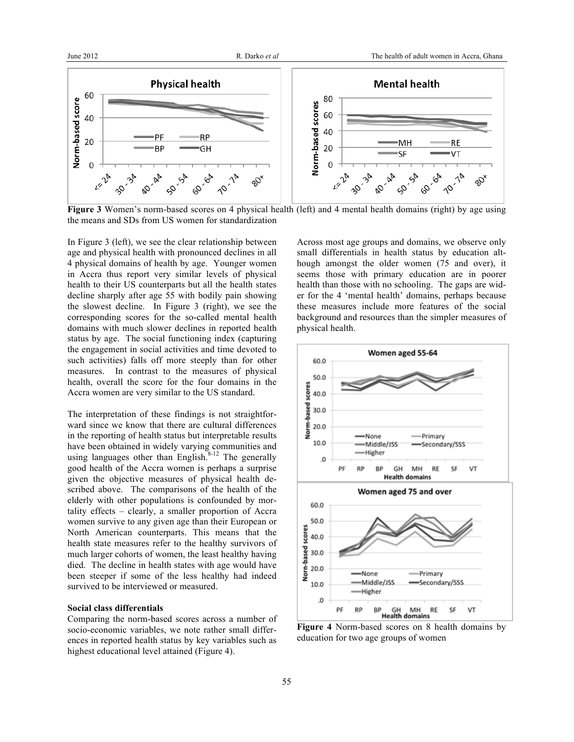**Figure 3** Women's norm-based scores on 4 physical health (left) and 4 mental health domains (right) by age using the means and SDs from US women for standardization

In Figure 3 (left), we see the clear relationship between age and physical health with pronounced declines in all 4 physical domains of health by age. Younger women in Accra thus report very similar levels of physical health to their US counterparts but all the health states decline sharply after age 55 with bodily pain showing the slowest decline. In Figure 3 (right), we see the corresponding scores for the so-called mental health domains with much slower declines in reported health status by age. The social functioning index (capturing the engagement in social activities and time devoted to such activities) falls off more steeply than for other measures. In contrast to the measures of physical health, overall the score for the four domains in the Accra women are very similar to the US standard.

The interpretation of these findings is not straightforward since we know that there are cultural differences in the reporting of health status but interpretable results have been obtained in widely varying communities and using languages other than English.[8-12] The generally good health of the Accra women is perhaps a surprise given the objective measures of physical health described above. The comparisons of the health of the elderly with other populations is confounded by mortality effects – clearly, a smaller proportion of Accra women survive to any given age than their European or North American counterparts. This means that the health state measures refer to the healthy survivors of much larger cohorts of women, the least healthy having died. The decline in health states with age would have been steeper if some of the less healthy had indeed survived to be interviewed or measured.

**Social class differentials**

Comparing the norm-based scores across a number of socio-economic variables, we note rather small differences in reported health status by key variables such as highest educational level attained (Figure 4).

Across most age groups and domains, we observe only small differentials in health status by education although amongst the older women (75 and over), it seems those with primary education are in poorer health than those with no schooling. The gaps are wider for the 4 'mental health' domains, perhaps because these measures include more features of the social background and resources than the simpler measures of physical health.

**Figure 4** Norm-based scores on 8 health domains by education for two age groups of women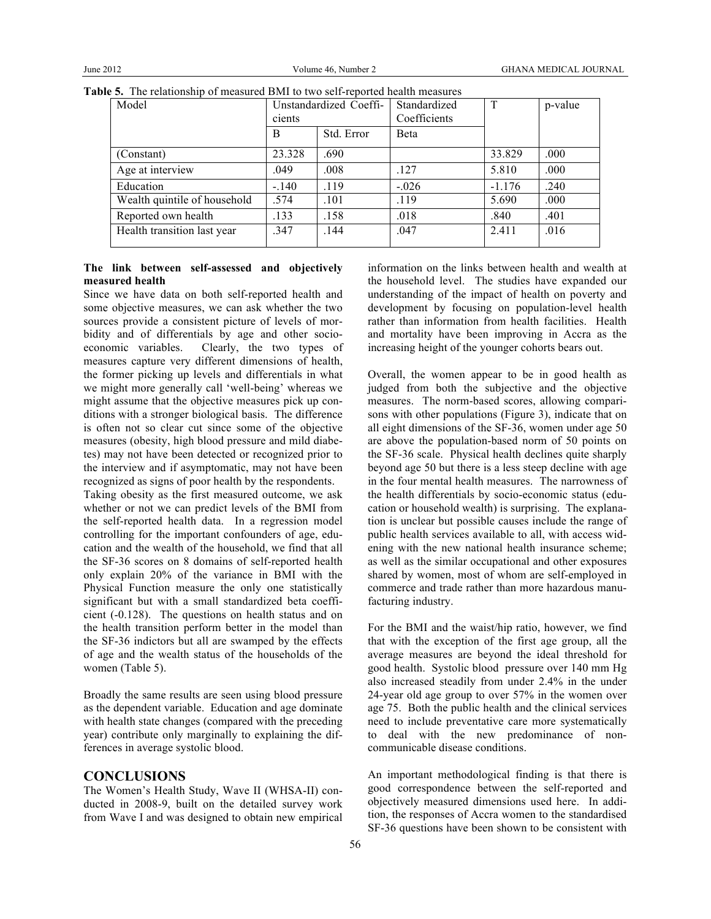**Table 5.** The relationship of measured BMI to two self-reported health measures

| Model | Unstandardized Coefficients | | Standardized Coefficients | T | p-value |
|---|---|---|---|---|---|
| | B | Std. Error | Beta | | |
| (Constant) | 23.328 | .690 | | 33.829 | .000 |
| Age at interview | .049 | .008 | .127 | 5.810 | .000 |
| Education | -.140 | .119 | -.026 | -1.176 | .240 |
| Wealth quintile of household | .574 | .101 | .119 | 5.690 | .000 |
| Reported own health | .133 | .158 | .018 | .840 | .401 |
| Health transition last year | .347 | .144 | .047 | 2.411 | .016 |

**The link between self-assessed and objectively measured health**

Since we have data on both self-reported health and some objective measures, we can ask whether the two sources provide a consistent picture of levels of morbidity and of differentials by age and other socio-economic variables. Clearly, the two types of measures capture very different dimensions of health, the former picking up levels and differentials in what we might more generally call 'well-being' whereas we might assume that the objective measures pick up conditions with a stronger biological basis. The difference is often not so clear cut since some of the objective measures (obesity, high blood pressure and mild diabetes) may not have been detected or recognized prior to the interview and if asymptomatic, may not have been recognized as signs of poor health by the respondents.

Taking obesity as the first measured outcome, we ask whether or not we can predict levels of the BMI from the self-reported health data. In a regression model controlling for the important confounders of age, education and the wealth of the household, we find that all the SF-36 scores on 8 domains of self-reported health only explain 20% of the variance in BMI with the Physical Function measure the only one statistically significant but with a small standardized beta coefficient (-0.128). The questions on health status and on the health transition perform better in the model than the SF-36 indictors but all are swamped by the effects of age and the wealth status of the households of the women (Table 5).

Broadly the same results are seen using blood pressure as the dependent variable. Education and age dominate with health state changes (compared with the preceding year) contribute only marginally to explaining the differences in average systolic blood.

## CONCLUSIONS

The Women's Health Study, Wave II (WHSA-II) conducted in 2008-9, built on the detailed survey work from Wave I and was designed to obtain new empirical information on the links between health and wealth at the household level. The studies have expanded our understanding of the impact of health on poverty and development by focusing on population-level health rather than information from health facilities. Health and mortality have been improving in Accra as the increasing height of the younger cohorts bears out.

Overall, the women appear to be in good health as judged from both the subjective and the objective measures. The norm-based scores, allowing comparisons with other populations (Figure 3), indicate that on all eight dimensions of the SF-36, women under age 50 are above the population-based norm of 50 points on the SF-36 scale. Physical health declines quite sharply beyond age 50 but there is a less steep decline with age in the four mental health measures. The narrowness of the health differentials by socio-economic status (education or household wealth) is surprising. The explanation is unclear but possible causes include the range of public health services available to all, with access widening with the new national health insurance scheme; as well as the similar occupational and other exposures shared by women, most of whom are self-employed in commerce and trade rather than more hazardous manufacturing industry.

For the BMI and the waist/hip ratio, however, we find that with the exception of the first age group, all the average measures are beyond the ideal threshold for good health. Systolic blood pressure over 140 mm Hg also increased steadily from under 2.4% in the under 24-year old age group to over 57% in the women over age 75. Both the public health and the clinical services need to include preventative care more systematically to deal with the new predominance of non-communicable disease conditions.

An important methodological finding is that there is good correspondence between the self-reported and objectively measured dimensions used here. In addition, the responses of Accra women to the standardised SF-36 questions have been shown to be consistent with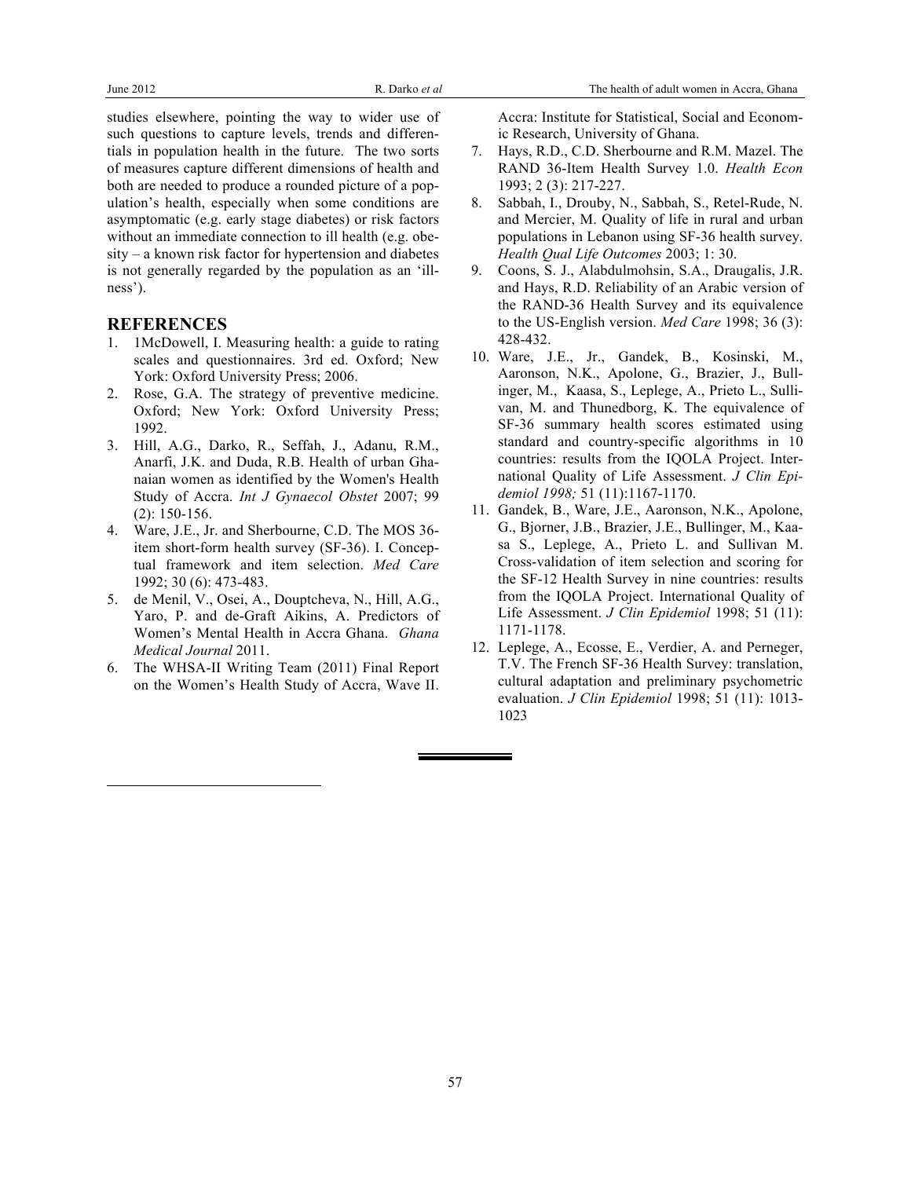studies elsewhere, pointing the way to wider use of such questions to capture levels, trends and differentials in population health in the future. The two sorts of measures capture different dimensions of health and both are needed to produce a rounded picture of a population's health, especially when some conditions are asymptomatic (e.g. early stage diabetes) or risk factors without an immediate connection to ill health (e.g. obesity – a known risk factor for hypertension and diabetes is not generally regarded by the population as an 'illness').

## REFERENCES

1. 1McDowell, I. Measuring health: a guide to rating scales and questionnaires. 3rd ed. Oxford; New York: Oxford University Press; 2006.
2. Rose, G.A. The strategy of preventive medicine. Oxford; New York: Oxford University Press; 1992.
3. Hill, A.G., Darko, R., Seffah, J., Adanu, R.M., Anarfi, J.K. and Duda, R.B. Health of urban Ghanaian women as identified by the Women's Health Study of Accra. *Int J Gynaecol Obstet* 2007; 99 (2): 150-156.
4. Ware, J.E., Jr. and Sherbourne, C.D. The MOS 36-item short-form health survey (SF-36). I. Conceptual framework and item selection. *Med Care* 1992; 30 (6): 473-483.
5. de Menil, V., Osei, A., Douptcheva, N., Hill, A.G., Yaro, P. and de-Graft Aikins, A. Predictors of Women's Mental Health in Accra Ghana. *Ghana Medical Journal* 2011.
6. The WHSA-II Writing Team (2011) Final Report on the Women's Health Study of Accra, Wave II. Accra: Institute for Statistical, Social and Economic Research, University of Ghana.
7. Hays, R.D., C.D. Sherbourne and R.M. Mazel. The RAND 36-Item Health Survey 1.0. *Health Econ* 1993; 2 (3): 217-227.
8. Sabbah, I., Drouby, N., Sabbah, S., Retel-Rude, N. and Mercier, M. Quality of life in rural and urban populations in Lebanon using SF-36 health survey. *Health Qual Life Outcomes* 2003; 1: 30.
9. Coons, S. J., Alabdulmohsin, S.A., Draugalis, J.R. and Hays, R.D. Reliability of an Arabic version of the RAND-36 Health Survey and its equivalence to the US-English version. *Med Care* 1998; 36 (3): 428-432.
10. Ware, J.E., Jr., Gandek, B., Kosinski, M., Aaronson, N.K., Apolone, G., Brazier, J., Bullinger, M., Kaasa, S., Leplege, A., Prieto L., Sullivan, M. and Thunedborg, K. The equivalence of SF-36 summary health scores estimated using standard and country-specific algorithms in 10 countries: results from the IQOLA Project. International Quality of Life Assessment. *J Clin Epidemiol 1998;* 51 (11):1167-1170.
11. Gandek, B., Ware, J.E., Aaronson, N.K., Apolone, G., Bjorner, J.B., Brazier, J.E., Bullinger, M., Kaasa S., Leplege, A., Prieto L. and Sullivan M. Cross-validation of item selection and scoring for the SF-12 Health Survey in nine countries: results from the IQOLA Project. International Quality of Life Assessment. *J Clin Epidemiol* 1998; 51 (11): 1171-1178.
12. Leplege, A., Ecosse, E., Verdier, A. and Perneger, T.V. The French SF-36 Health Survey: translation, cultural adaptation and preliminary psychometric evaluation. *J Clin Epidemiol* 1998; 51 (11): 1013-1023